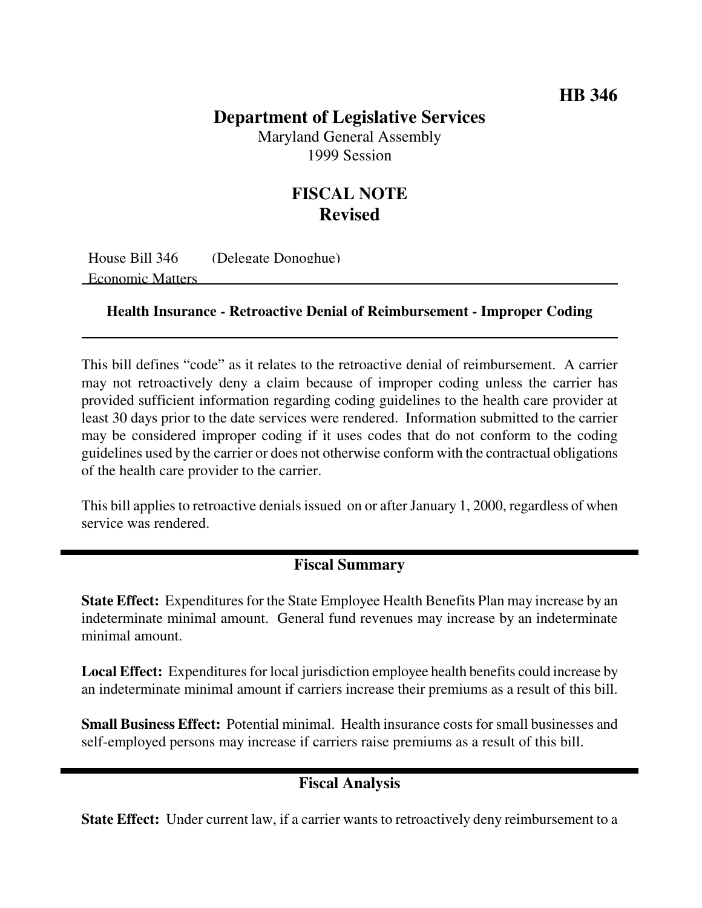**HB 346**

# Department of Legislative Services

Maryland General Assembly
1999 Session

## FISCAL NOTE
## Revised

House Bill 346 (Delegate Donoghue)
Economic Matters

### Health Insurance - Retroactive Denial of Reimbursement - Improper Coding

This bill defines "code" as it relates to the retroactive denial of reimbursement. A carrier may not retroactively deny a claim because of improper coding unless the carrier has provided sufficient information regarding coding guidelines to the health care provider at least 30 days prior to the date services were rendered. Information submitted to the carrier may be considered improper coding if it uses codes that do not conform to the coding guidelines used by the carrier or does not otherwise conform with the contractual obligations of the health care provider to the carrier.

This bill applies to retroactive denials issued on or after January 1, 2000, regardless of when service was rendered.

## Fiscal Summary

**State Effect:** Expenditures for the State Employee Health Benefits Plan may increase by an indeterminate minimal amount. General fund revenues may increase by an indeterminate minimal amount.

**Local Effect:** Expenditures for local jurisdiction employee health benefits could increase by an indeterminate minimal amount if carriers increase their premiums as a result of this bill.

**Small Business Effect:** Potential minimal. Health insurance costs for small businesses and self-employed persons may increase if carriers raise premiums as a result of this bill.

## Fiscal Analysis

**State Effect:** Under current law, if a carrier wants to retroactively deny reimbursement to a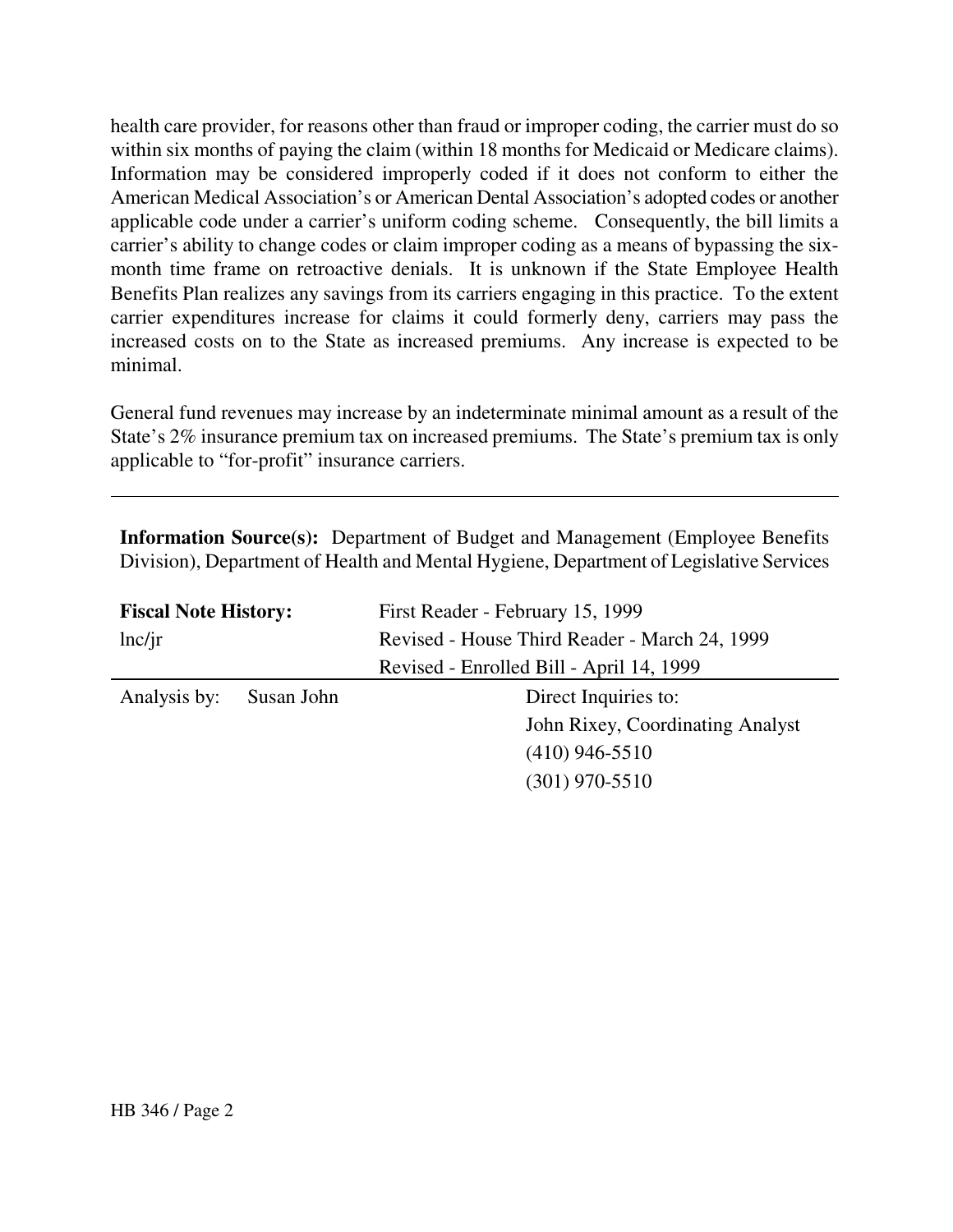health care provider, for reasons other than fraud or improper coding, the carrier must do so within six months of paying the claim (within 18 months for Medicaid or Medicare claims). Information may be considered improperly coded if it does not conform to either the American Medical Association's or American Dental Association's adopted codes or another applicable code under a carrier's uniform coding scheme. Consequently, the bill limits a carrier's ability to change codes or claim improper coding as a means of bypassing the six-month time frame on retroactive denials. It is unknown if the State Employee Health Benefits Plan realizes any savings from its carriers engaging in this practice. To the extent carrier expenditures increase for claims it could formerly deny, carriers may pass the increased costs on to the State as increased premiums. Any increase is expected to be minimal.

General fund revenues may increase by an indeterminate minimal amount as a result of the State's 2% insurance premium tax on increased premiums. The State's premium tax is only applicable to "for-profit" insurance carriers.

---

**Information Source(s):** Department of Budget and Management (Employee Benefits Division), Department of Health and Mental Hygiene, Department of Legislative Services

| | |
|---|---|
| **Fiscal Note History:** | First Reader - February 15, 1999 |
| lnc/jr | Revised - House Third Reader - March 24, 1999 |
| | Revised - Enrolled Bill - April 14, 1999 |

Analysis by: Susan John

Direct Inquiries to:
John Rixey, Coordinating Analyst
(410) 946-5510
(301) 970-5510